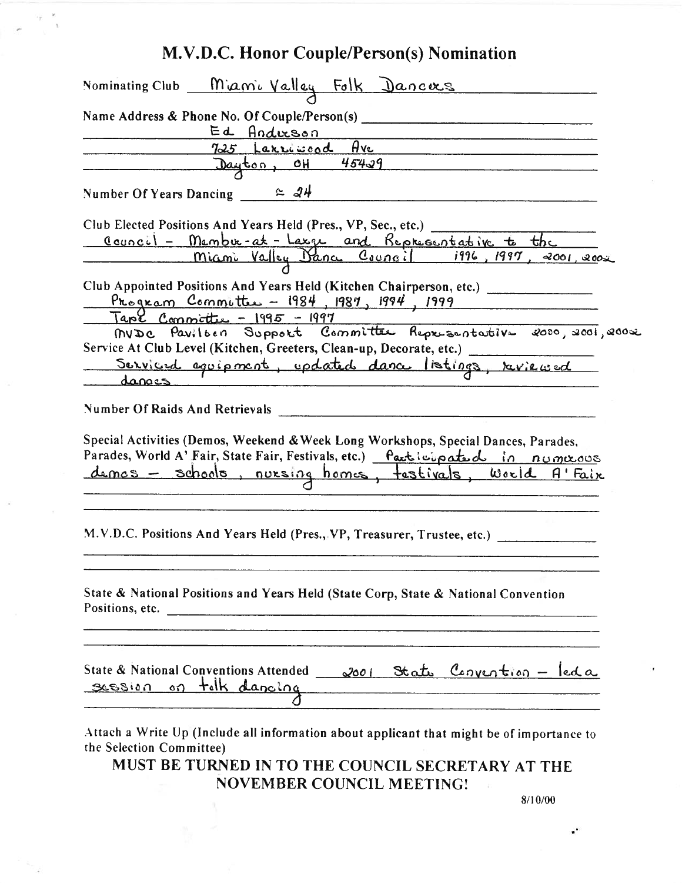# M.V.D.C. Honor Couple/Person(s) Nomination

Nominating Club: Miami Valley Folk Dancers

Name Address & Phone No. Of Couple/Person(s):
Ed Anderson
725 Larriwood Ave
Dayton, OH 45429

Number Of Years Dancing: ≈ 24

Club Elected Positions And Years Held (Pres., VP, Sec., etc.):
Council - Member-at-Large and Representative to the Miami Valley Dance Council 1996, 1997, 2001, 2002

Club Appointed Positions And Years Held (Kitchen Chairperson, etc.):
Program Committee - 1984, 1987, 1994, 1999
Tape Committee - 1995 - 1997
MVDC Pavilion Support Committee Representative 2000, 2001, 2002

Service At Club Level (Kitchen, Greeters, Clean-up, Decorate, etc.):
Serviced equipment, updated dance listings, reviewed dances

Number Of Raids And Retrievals:

Special Activities (Demos, Weekend & Week Long Workshops, Special Dances, Parades, Parades, World A' Fair, State Fair, Festivals, etc.): Participated in numerous demos - schools, nursing homes, festivals, World A'Fair

M.V.D.C. Positions And Years Held (Pres., VP, Treasurer, Trustee, etc.):

State & National Positions and Years Held (State Corp, State & National Convention Positions, etc.:

State & National Conventions Attended: 2001 State Convention - led a session on folk dancing

Attach a Write Up (Include all information about applicant that might be of importance to the Selection Committee)

**MUST BE TURNED IN TO THE COUNCIL SECRETARY AT THE NOVEMBER COUNCIL MEETING!**

8/10/00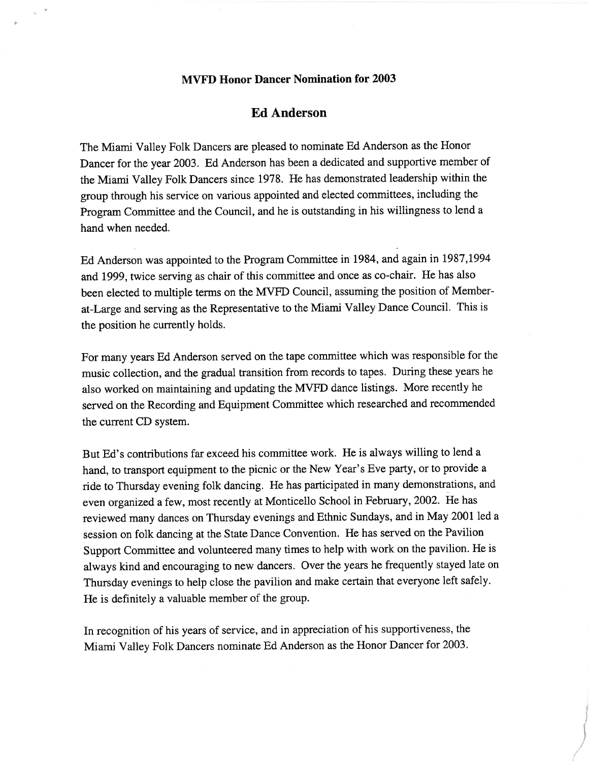**MVFD Honor Dancer Nomination for 2003**

## Ed Anderson

The Miami Valley Folk Dancers are pleased to nominate Ed Anderson as the Honor Dancer for the year 2003. Ed Anderson has been a dedicated and supportive member of the Miami Valley Folk Dancers since 1978. He has demonstrated leadership within the group through his service on various appointed and elected committees, including the Program Committee and the Council, and he is outstanding in his willingness to lend a hand when needed.

Ed Anderson was appointed to the Program Committee in 1984, and again in 1987,1994 and 1999, twice serving as chair of this committee and once as co-chair. He has also been elected to multiple terms on the MVFD Council, assuming the position of Member-at-Large and serving as the Representative to the Miami Valley Dance Council. This is the position he currently holds.

For many years Ed Anderson served on the tape committee which was responsible for the music collection, and the gradual transition from records to tapes. During these years he also worked on maintaining and updating the MVFD dance listings. More recently he served on the Recording and Equipment Committee which researched and recommended the current CD system.

But Ed's contributions far exceed his committee work. He is always willing to lend a hand, to transport equipment to the picnic or the New Year's Eve party, or to provide a ride to Thursday evening folk dancing. He has participated in many demonstrations, and even organized a few, most recently at Monticello School in February, 2002. He has reviewed many dances on Thursday evenings and Ethnic Sundays, and in May 2001 led a session on folk dancing at the State Dance Convention. He has served on the Pavilion Support Committee and volunteered many times to help with work on the pavilion. He is always kind and encouraging to new dancers. Over the years he frequently stayed late on Thursday evenings to help close the pavilion and make certain that everyone left safely. He is definitely a valuable member of the group.

In recognition of his years of service, and in appreciation of his supportiveness, the Miami Valley Folk Dancers nominate Ed Anderson as the Honor Dancer for 2003.